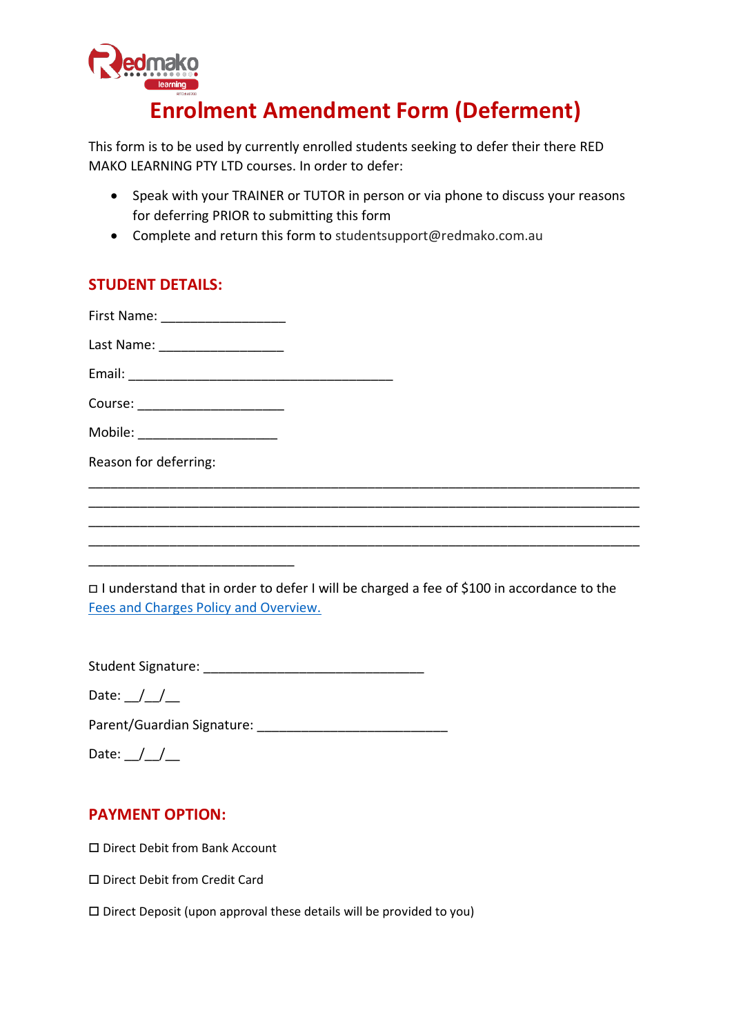# Enrolment Amendment Form (Deferment)

This form is to be used by currently enrolled students seeking to defer their there RED MAKO LEARNING PTY LTD courses. In order to defer:

- Speak with your TRAINER or TUTOR in person or via phone to discuss your reasons for deferring PRIOR to submitting this form
- Complete and return this form to studentsupport@redmako.com.au

## STUDENT DETAILS:

First Name: _________________

Last Name: _________________

Email: ____________________________________

Course: ____________________

Mobile: ___________________

Reason for deferring:

___________________________________________________________________________
___________________________________________________________________________
___________________________________________________________________________
___________________________________________________________________________
____________________________

☐ I understand that in order to defer I will be charged a fee of $100 in accordance to the Fees and Charges Policy and Overview.

Student Signature: ______________________________

Date: __/__/__

Parent/Guardian Signature: __________________________

Date: __/__/__

## PAYMENT OPTION:

☐ Direct Debit from Bank Account

☐ Direct Debit from Credit Card

☐ Direct Deposit (upon approval these details will be provided to you)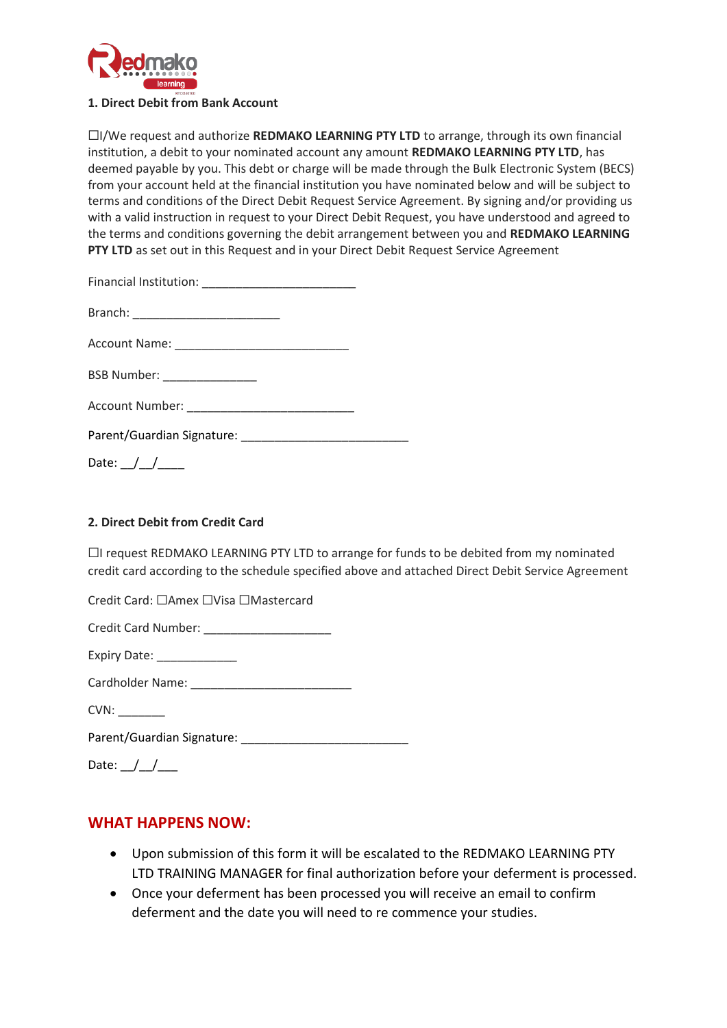### 1. Direct Debit from Bank Account

☐I/We request and authorize **REDMAKO LEARNING PTY LTD** to arrange, through its own financial institution, a debit to your nominated account any amount **REDMAKO LEARNING PTY LTD**, has deemed payable by you. This debt or charge will be made through the Bulk Electronic System (BECS) from your account held at the financial institution you have nominated below and will be subject to terms and conditions of the Direct Debit Request Service Agreement. By signing and/or providing us with a valid instruction in request to your Direct Debit Request, you have understood and agreed to the terms and conditions governing the debit arrangement between you and **REDMAKO LEARNING PTY LTD** as set out in this Request and in your Direct Debit Request Service Agreement

Financial Institution: ________________________

Branch: _______________________

Account Name: ___________________________

BSB Number: _______________

Account Number: __________________________

Parent/Guardian Signature: __________________________

Date: __/__/____

### 2. Direct Debit from Credit Card

☐I request REDMAKO LEARNING PTY LTD to arrange for funds to be debited from my nominated credit card according to the schedule specified above and attached Direct Debit Service Agreement

Credit Card: ☐Amex ☐Visa ☐Mastercard

Credit Card Number: ____________________

Expiry Date: _____________

Cardholder Name: _________________________

CVN: _______

Parent/Guardian Signature: __________________________

Date: __/__/___

## WHAT HAPPENS NOW:

- Upon submission of this form it will be escalated to the REDMAKO LEARNING PTY LTD TRAINING MANAGER for final authorization before your deferment is processed.
- Once your deferment has been processed you will receive an email to confirm deferment and the date you will need to re commence your studies.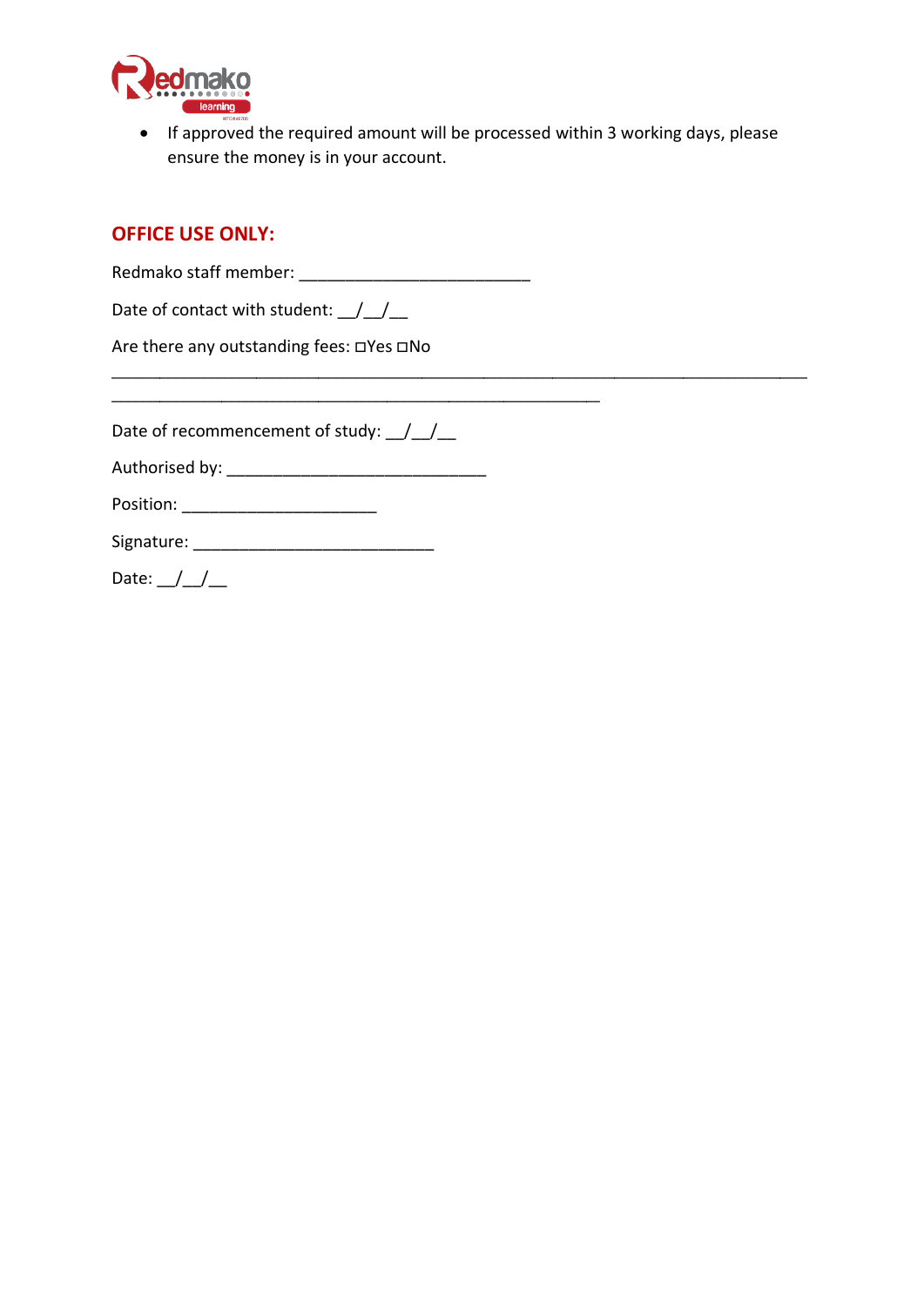- If approved the required amount will be processed within 3 working days, please ensure the money is in your account.

## OFFICE USE ONLY:

Redmako staff member: _________________________

Date of contact with student: __/__/__

Are there any outstanding fees: ☐Yes ☐No

___________________________________________________________________________

_____________________________________________________

Date of recommencement of study: __/__/__

Authorised by: ____________________________

Position: _____________________

Signature: __________________________

Date: __/__/__